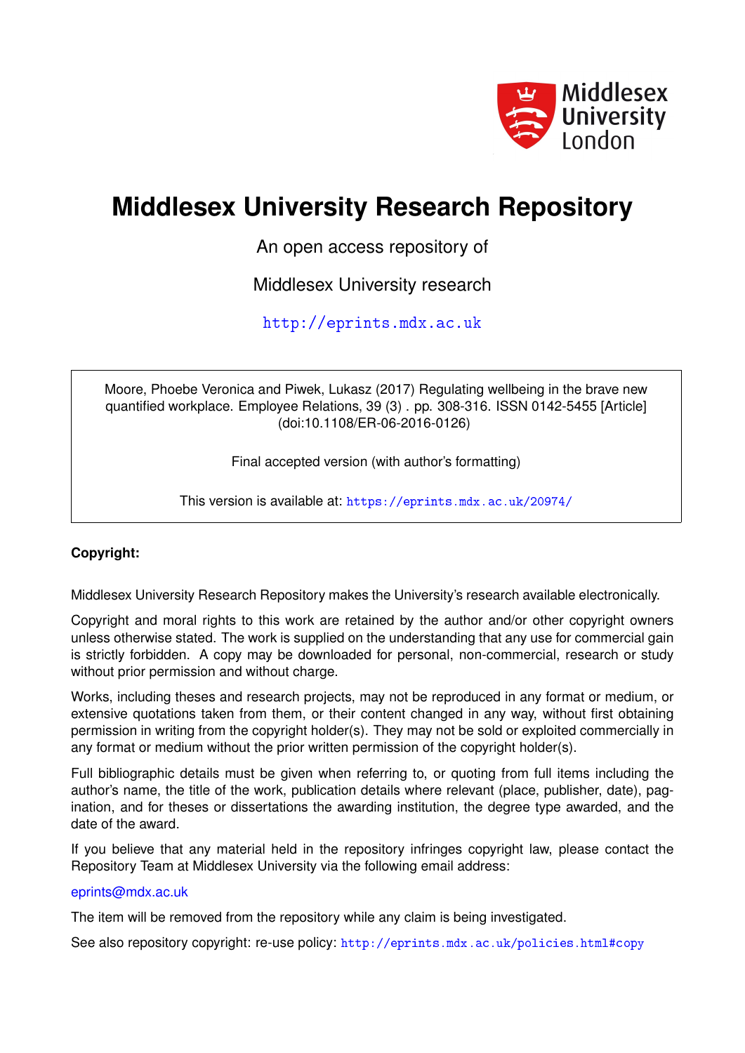# Middlesex University Research Repository

An open access repository of

Middlesex University research

http://eprints.mdx.ac.uk

Moore, Phoebe Veronica and Piwek, Lukasz (2017) Regulating wellbeing in the brave new quantified workplace. Employee Relations, 39 (3) . pp. 308-316. ISSN 0142-5455 [Article] (doi:10.1108/ER-06-2016-0126)

Final accepted version (with author's formatting)

This version is available at: https://eprints.mdx.ac.uk/20974/

**Copyright:**

Middlesex University Research Repository makes the University's research available electronically.

Copyright and moral rights to this work are retained by the author and/or other copyright owners unless otherwise stated. The work is supplied on the understanding that any use for commercial gain is strictly forbidden. A copy may be downloaded for personal, non-commercial, research or study without prior permission and without charge.

Works, including theses and research projects, may not be reproduced in any format or medium, or extensive quotations taken from them, or their content changed in any way, without first obtaining permission in writing from the copyright holder(s). They may not be sold or exploited commercially in any format or medium without the prior written permission of the copyright holder(s).

Full bibliographic details must be given when referring to, or quoting from full items including the author's name, the title of the work, publication details where relevant (place, publisher, date), pagination, and for theses or dissertations the awarding institution, the degree type awarded, and the date of the award.

If you believe that any material held in the repository infringes copyright law, please contact the Repository Team at Middlesex University via the following email address:

eprints@mdx.ac.uk

The item will be removed from the repository while any claim is being investigated.

See also repository copyright: re-use policy: http://eprints.mdx.ac.uk/policies.html#copy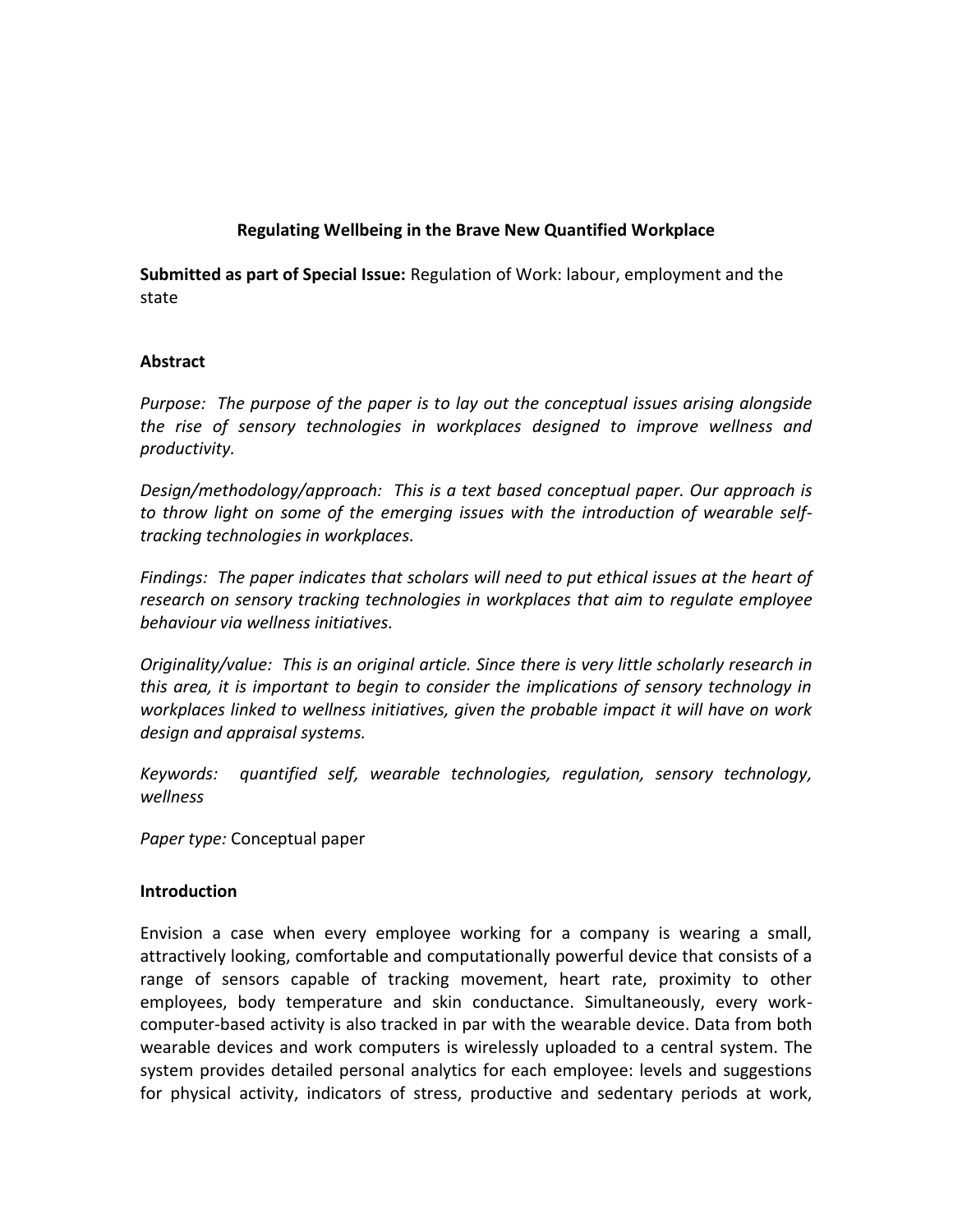**Regulating Wellbeing in the Brave New Quantified Workplace**

**Submitted as part of Special Issue:** Regulation of Work: labour, employment and the state

**Abstract**

*Purpose: The purpose of the paper is to lay out the conceptual issues arising alongside the rise of sensory technologies in workplaces designed to improve wellness and productivity.*

*Design/methodology/approach: This is a text based conceptual paper. Our approach is to throw light on some of the emerging issues with the introduction of wearable self-tracking technologies in workplaces.*

*Findings: The paper indicates that scholars will need to put ethical issues at the heart of research on sensory tracking technologies in workplaces that aim to regulate employee behaviour via wellness initiatives.*

*Originality/value: This is an original article. Since there is very little scholarly research in this area, it is important to begin to consider the implications of sensory technology in workplaces linked to wellness initiatives, given the probable impact it will have on work design and appraisal systems.*

*Keywords: quantified self, wearable technologies, regulation, sensory technology, wellness*

*Paper type:* Conceptual paper

**Introduction**

Envision a case when every employee working for a company is wearing a small, attractively looking, comfortable and computationally powerful device that consists of a range of sensors capable of tracking movement, heart rate, proximity to other employees, body temperature and skin conductance. Simultaneously, every work-computer-based activity is also tracked in par with the wearable device. Data from both wearable devices and work computers is wirelessly uploaded to a central system. The system provides detailed personal analytics for each employee: levels and suggestions for physical activity, indicators of stress, productive and sedentary periods at work,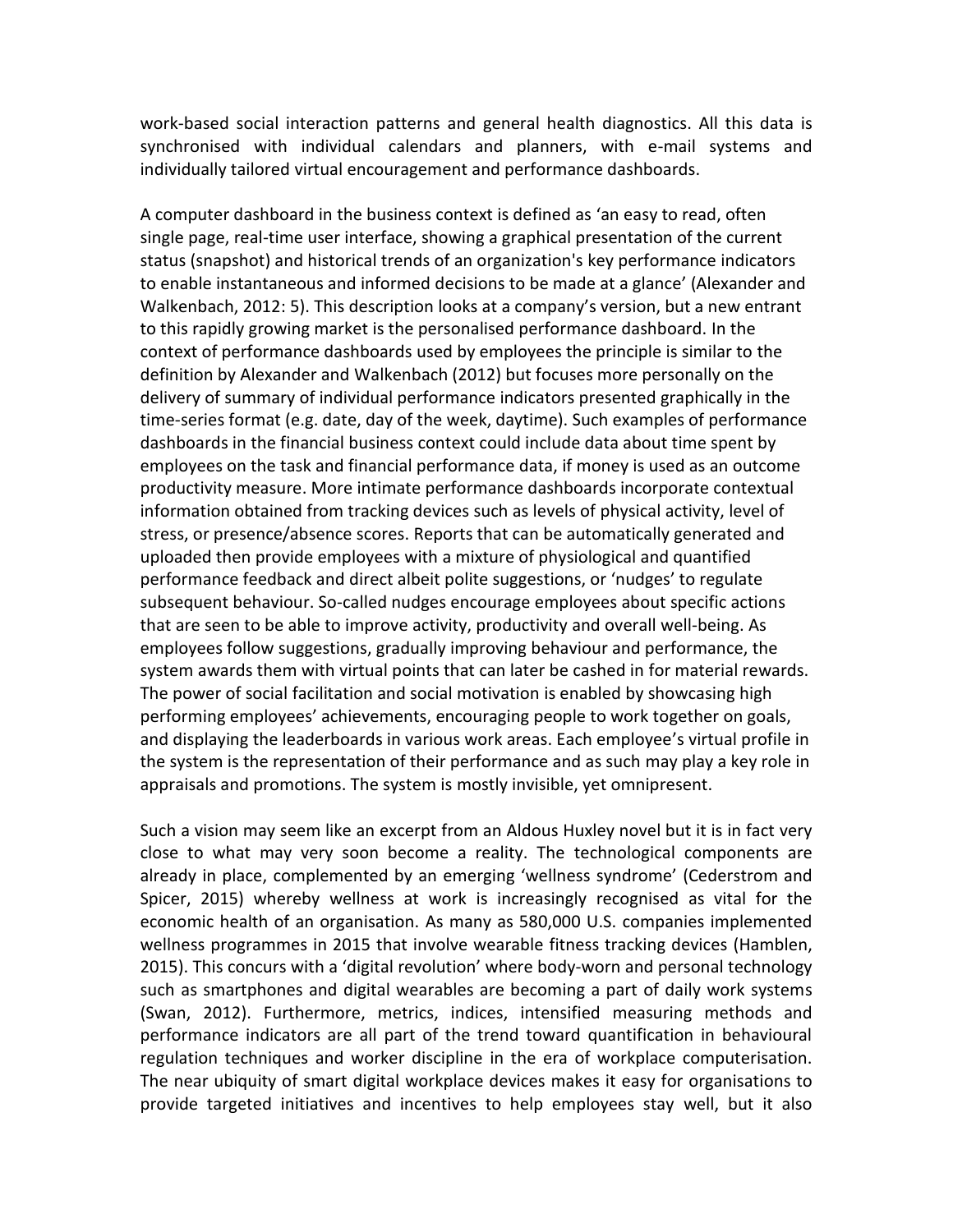work-based social interaction patterns and general health diagnostics. All this data is synchronised with individual calendars and planners, with e-mail systems and individually tailored virtual encouragement and performance dashboards.

A computer dashboard in the business context is defined as 'an easy to read, often single page, real-time user interface, showing a graphical presentation of the current status (snapshot) and historical trends of an organization's key performance indicators to enable instantaneous and informed decisions to be made at a glance' (Alexander and Walkenbach, 2012: 5). This description looks at a company's version, but a new entrant to this rapidly growing market is the personalised performance dashboard. In the context of performance dashboards used by employees the principle is similar to the definition by Alexander and Walkenbach (2012) but focuses more personally on the delivery of summary of individual performance indicators presented graphically in the time-series format (e.g. date, day of the week, daytime). Such examples of performance dashboards in the financial business context could include data about time spent by employees on the task and financial performance data, if money is used as an outcome productivity measure. More intimate performance dashboards incorporate contextual information obtained from tracking devices such as levels of physical activity, level of stress, or presence/absence scores. Reports that can be automatically generated and uploaded then provide employees with a mixture of physiological and quantified performance feedback and direct albeit polite suggestions, or 'nudges' to regulate subsequent behaviour. So-called nudges encourage employees about specific actions that are seen to be able to improve activity, productivity and overall well-being. As employees follow suggestions, gradually improving behaviour and performance, the system awards them with virtual points that can later be cashed in for material rewards. The power of social facilitation and social motivation is enabled by showcasing high performing employees' achievements, encouraging people to work together on goals, and displaying the leaderboards in various work areas. Each employee's virtual profile in the system is the representation of their performance and as such may play a key role in appraisals and promotions. The system is mostly invisible, yet omnipresent.

Such a vision may seem like an excerpt from an Aldous Huxley novel but it is in fact very close to what may very soon become a reality. The technological components are already in place, complemented by an emerging 'wellness syndrome' (Cederstrom and Spicer, 2015) whereby wellness at work is increasingly recognised as vital for the economic health of an organisation. As many as 580,000 U.S. companies implemented wellness programmes in 2015 that involve wearable fitness tracking devices (Hamblen, 2015). This concurs with a 'digital revolution' where body-worn and personal technology such as smartphones and digital wearables are becoming a part of daily work systems (Swan, 2012). Furthermore, metrics, indices, intensified measuring methods and performance indicators are all part of the trend toward quantification in behavioural regulation techniques and worker discipline in the era of workplace computerisation. The near ubiquity of smart digital workplace devices makes it easy for organisations to provide targeted initiatives and incentives to help employees stay well, but it also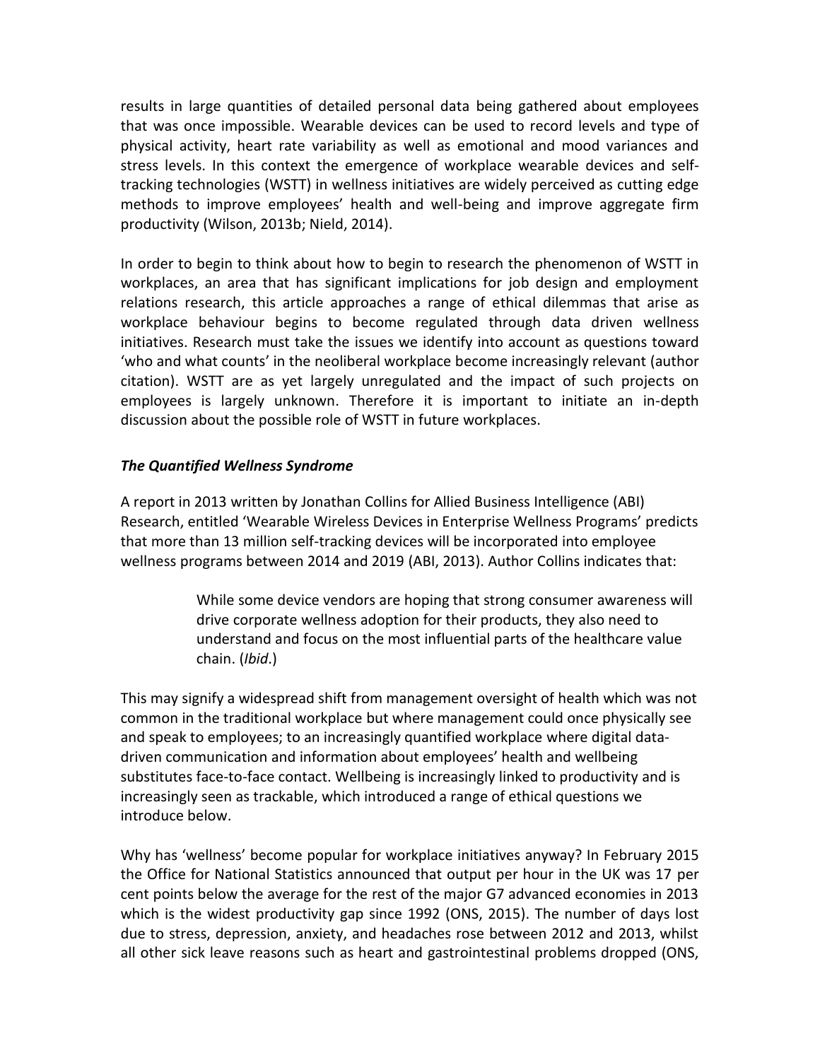results in large quantities of detailed personal data being gathered about employees that was once impossible. Wearable devices can be used to record levels and type of physical activity, heart rate variability as well as emotional and mood variances and stress levels. In this context the emergence of workplace wearable devices and self-tracking technologies (WSTT) in wellness initiatives are widely perceived as cutting edge methods to improve employees' health and well-being and improve aggregate firm productivity (Wilson, 2013b; Nield, 2014).

In order to begin to think about how to begin to research the phenomenon of WSTT in workplaces, an area that has significant implications for job design and employment relations research, this article approaches a range of ethical dilemmas that arise as workplace behaviour begins to become regulated through data driven wellness initiatives. Research must take the issues we identify into account as questions toward 'who and what counts' in the neoliberal workplace become increasingly relevant (author citation). WSTT are as yet largely unregulated and the impact of such projects on employees is largely unknown. Therefore it is important to initiate an in-depth discussion about the possible role of WSTT in future workplaces.

### *The Quantified Wellness Syndrome*

A report in 2013 written by Jonathan Collins for Allied Business Intelligence (ABI) Research, entitled 'Wearable Wireless Devices in Enterprise Wellness Programs' predicts that more than 13 million self-tracking devices will be incorporated into employee wellness programs between 2014 and 2019 (ABI, 2013). Author Collins indicates that:

> While some device vendors are hoping that strong consumer awareness will drive corporate wellness adoption for their products, they also need to understand and focus on the most influential parts of the healthcare value chain. (*Ibid*.)

This may signify a widespread shift from management oversight of health which was not common in the traditional workplace but where management could once physically see and speak to employees; to an increasingly quantified workplace where digital data-driven communication and information about employees' health and wellbeing substitutes face-to-face contact. Wellbeing is increasingly linked to productivity and is increasingly seen as trackable, which introduced a range of ethical questions we introduce below.

Why has 'wellness' become popular for workplace initiatives anyway? In February 2015 the Office for National Statistics announced that output per hour in the UK was 17 per cent points below the average for the rest of the major G7 advanced economies in 2013 which is the widest productivity gap since 1992 (ONS, 2015). The number of days lost due to stress, depression, anxiety, and headaches rose between 2012 and 2013, whilst all other sick leave reasons such as heart and gastrointestinal problems dropped (ONS,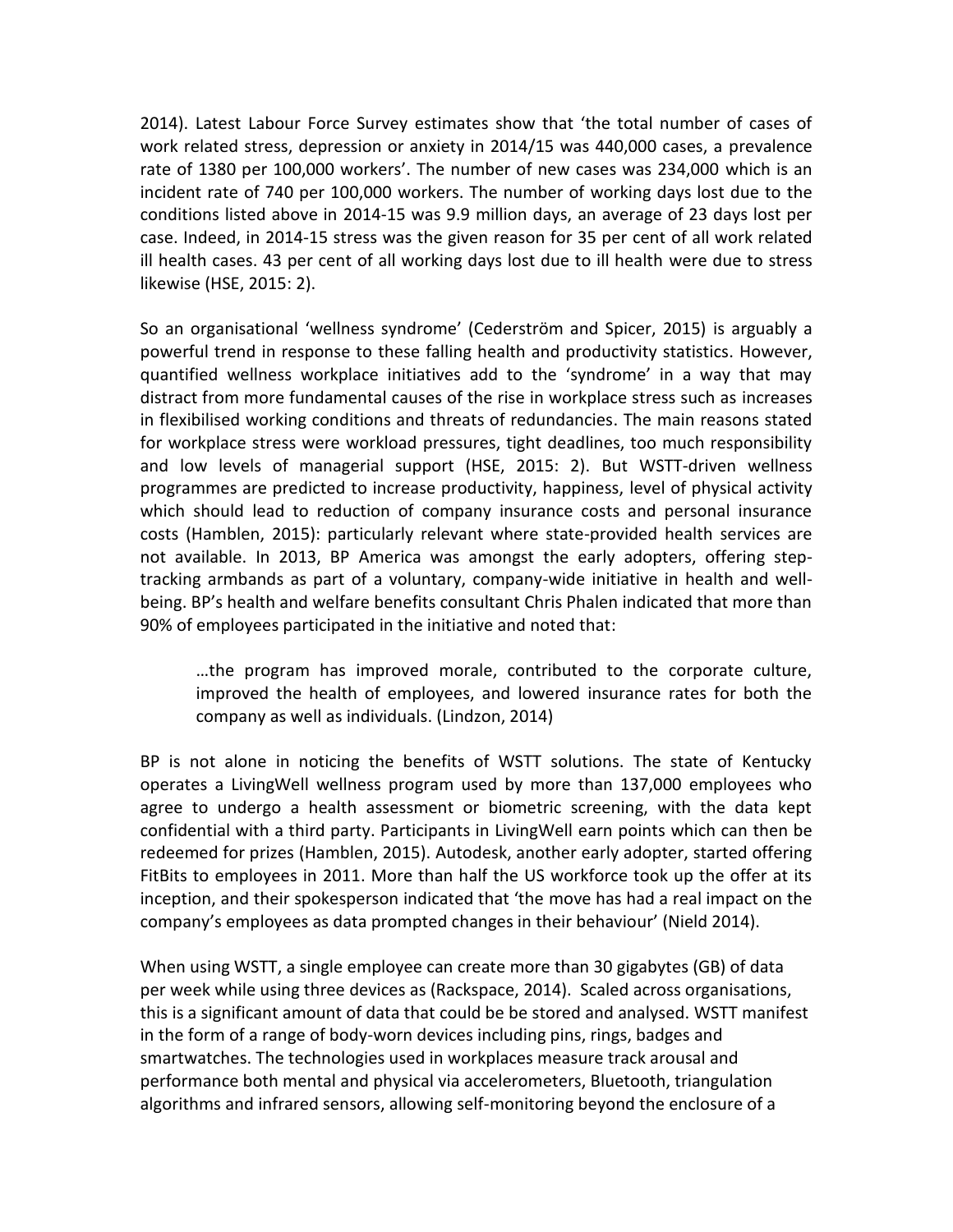2014). Latest Labour Force Survey estimates show that 'the total number of cases of work related stress, depression or anxiety in 2014/15 was 440,000 cases, a prevalence rate of 1380 per 100,000 workers'. The number of new cases was 234,000 which is an incident rate of 740 per 100,000 workers. The number of working days lost due to the conditions listed above in 2014-15 was 9.9 million days, an average of 23 days lost per case. Indeed, in 2014-15 stress was the given reason for 35 per cent of all work related ill health cases. 43 per cent of all working days lost due to ill health were due to stress likewise (HSE, 2015: 2).

So an organisational 'wellness syndrome' (Cederström and Spicer, 2015) is arguably a powerful trend in response to these falling health and productivity statistics. However, quantified wellness workplace initiatives add to the 'syndrome' in a way that may distract from more fundamental causes of the rise in workplace stress such as increases in flexibilised working conditions and threats of redundancies. The main reasons stated for workplace stress were workload pressures, tight deadlines, too much responsibility and low levels of managerial support (HSE, 2015: 2). But WSTT-driven wellness programmes are predicted to increase productivity, happiness, level of physical activity which should lead to reduction of company insurance costs and personal insurance costs (Hamblen, 2015): particularly relevant where state-provided health services are not available. In 2013, BP America was amongst the early adopters, offering step-tracking armbands as part of a voluntary, company-wide initiative in health and well-being. BP's health and welfare benefits consultant Chris Phalen indicated that more than 90% of employees participated in the initiative and noted that:

> …the program has improved morale, contributed to the corporate culture, improved the health of employees, and lowered insurance rates for both the company as well as individuals. (Lindzon, 2014)

BP is not alone in noticing the benefits of WSTT solutions. The state of Kentucky operates a LivingWell wellness program used by more than 137,000 employees who agree to undergo a health assessment or biometric screening, with the data kept confidential with a third party. Participants in LivingWell earn points which can then be redeemed for prizes (Hamblen, 2015). Autodesk, another early adopter, started offering FitBits to employees in 2011. More than half the US workforce took up the offer at its inception, and their spokesperson indicated that 'the move has had a real impact on the company's employees as data prompted changes in their behaviour' (Nield 2014).

When using WSTT, a single employee can create more than 30 gigabytes (GB) of data per week while using three devices as (Rackspace, 2014). Scaled across organisations, this is a significant amount of data that could be be stored and analysed. WSTT manifest in the form of a range of body-worn devices including pins, rings, badges and smartwatches. The technologies used in workplaces measure track arousal and performance both mental and physical via accelerometers, Bluetooth, triangulation algorithms and infrared sensors, allowing self-monitoring beyond the enclosure of a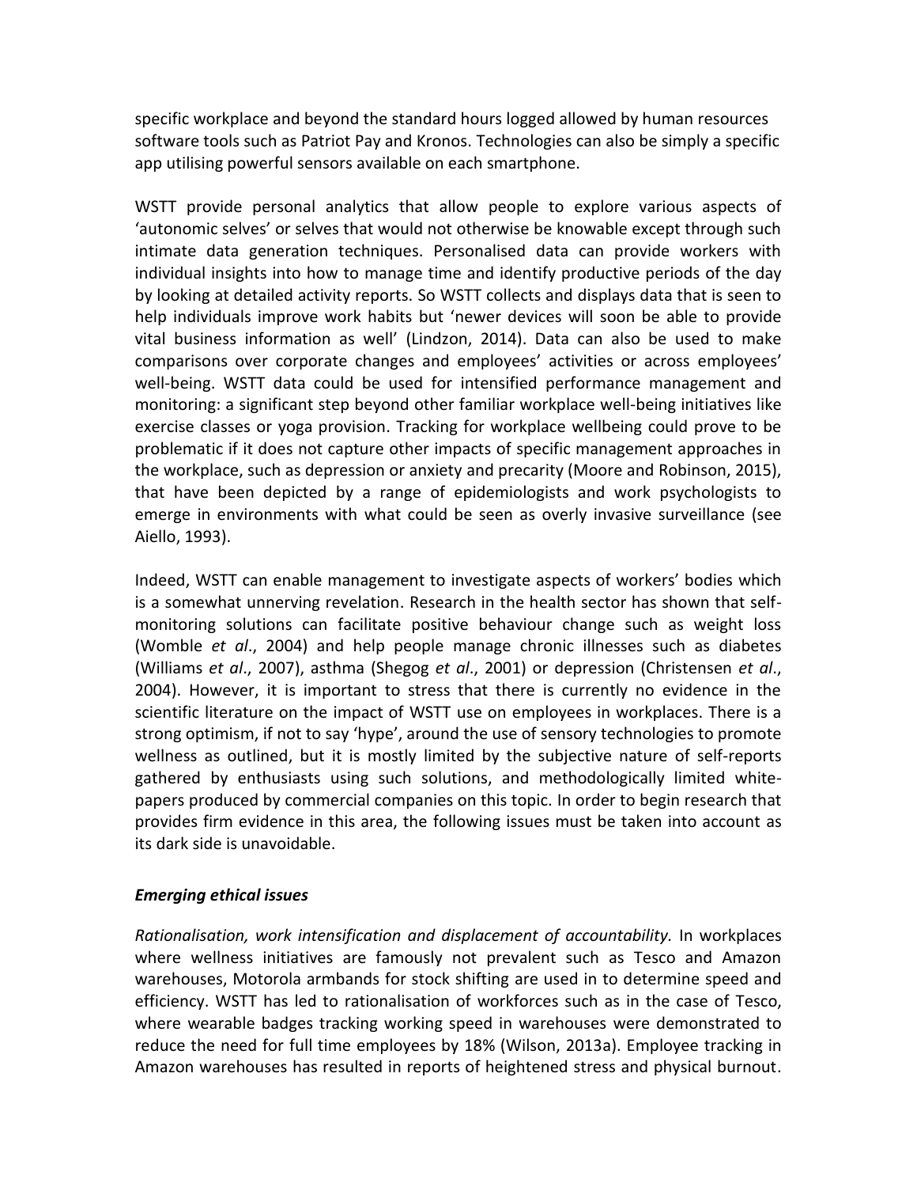specific workplace and beyond the standard hours logged allowed by human resources software tools such as Patriot Pay and Kronos. Technologies can also be simply a specific app utilising powerful sensors available on each smartphone.

WSTT provide personal analytics that allow people to explore various aspects of 'autonomic selves' or selves that would not otherwise be knowable except through such intimate data generation techniques. Personalised data can provide workers with individual insights into how to manage time and identify productive periods of the day by looking at detailed activity reports. So WSTT collects and displays data that is seen to help individuals improve work habits but 'newer devices will soon be able to provide vital business information as well' (Lindzon, 2014). Data can also be used to make comparisons over corporate changes and employees' activities or across employees' well-being. WSTT data could be used for intensified performance management and monitoring: a significant step beyond other familiar workplace well-being initiatives like exercise classes or yoga provision. Tracking for workplace wellbeing could prove to be problematic if it does not capture other impacts of specific management approaches in the workplace, such as depression or anxiety and precarity (Moore and Robinson, 2015), that have been depicted by a range of epidemiologists and work psychologists to emerge in environments with what could be seen as overly invasive surveillance (see Aiello, 1993).

Indeed, WSTT can enable management to investigate aspects of workers' bodies which is a somewhat unnerving revelation. Research in the health sector has shown that self-monitoring solutions can facilitate positive behaviour change such as weight loss (Womble *et al*., 2004) and help people manage chronic illnesses such as diabetes (Williams *et al*., 2007), asthma (Shegog *et al*., 2001) or depression (Christensen *et al*., 2004). However, it is important to stress that there is currently no evidence in the scientific literature on the impact of WSTT use on employees in workplaces. There is a strong optimism, if not to say 'hype', around the use of sensory technologies to promote wellness as outlined, but it is mostly limited by the subjective nature of self-reports gathered by enthusiasts using such solutions, and methodologically limited white-papers produced by commercial companies on this topic. In order to begin research that provides firm evidence in this area, the following issues must be taken into account as its dark side is unavoidable.

### *Emerging ethical issues*

*Rationalisation, work intensification and displacement of accountability.* In workplaces where wellness initiatives are famously not prevalent such as Tesco and Amazon warehouses, Motorola armbands for stock shifting are used in to determine speed and efficiency. WSTT has led to rationalisation of workforces such as in the case of Tesco, where wearable badges tracking working speed in warehouses were demonstrated to reduce the need for full time employees by 18% (Wilson, 2013a). Employee tracking in Amazon warehouses has resulted in reports of heightened stress and physical burnout.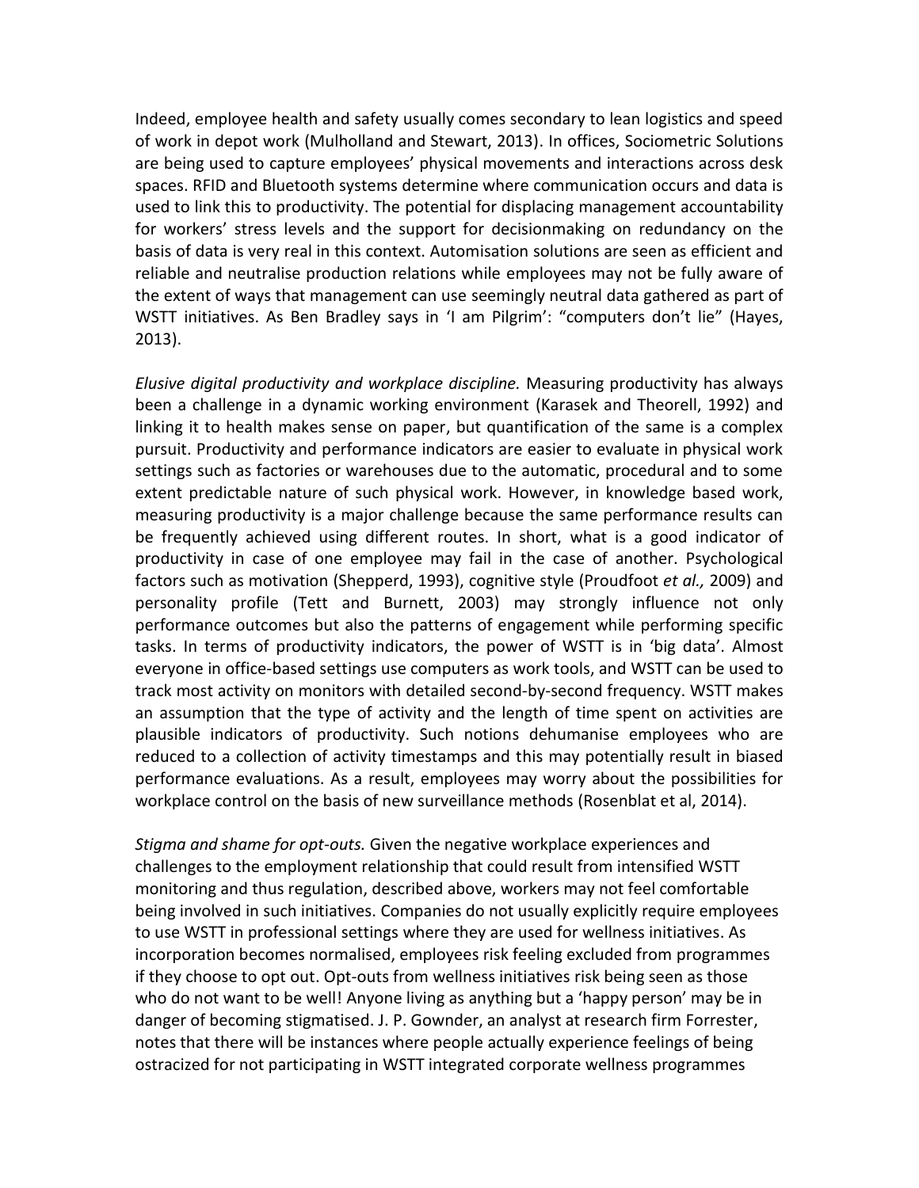Indeed, employee health and safety usually comes secondary to lean logistics and speed of work in depot work (Mulholland and Stewart, 2013). In offices, Sociometric Solutions are being used to capture employees' physical movements and interactions across desk spaces. RFID and Bluetooth systems determine where communication occurs and data is used to link this to productivity. The potential for displacing management accountability for workers' stress levels and the support for decisionmaking on redundancy on the basis of data is very real in this context. Automisation solutions are seen as efficient and reliable and neutralise production relations while employees may not be fully aware of the extent of ways that management can use seemingly neutral data gathered as part of WSTT initiatives. As Ben Bradley says in 'I am Pilgrim': "computers don't lie" (Hayes, 2013).

*Elusive digital productivity and workplace discipline.* Measuring productivity has always been a challenge in a dynamic working environment (Karasek and Theorell, 1992) and linking it to health makes sense on paper, but quantification of the same is a complex pursuit. Productivity and performance indicators are easier to evaluate in physical work settings such as factories or warehouses due to the automatic, procedural and to some extent predictable nature of such physical work. However, in knowledge based work, measuring productivity is a major challenge because the same performance results can be frequently achieved using different routes. In short, what is a good indicator of productivity in case of one employee may fail in the case of another. Psychological factors such as motivation (Shepperd, 1993), cognitive style (Proudfoot *et al.,* 2009) and personality profile (Tett and Burnett, 2003) may strongly influence not only performance outcomes but also the patterns of engagement while performing specific tasks. In terms of productivity indicators, the power of WSTT is in 'big data'. Almost everyone in office-based settings use computers as work tools, and WSTT can be used to track most activity on monitors with detailed second-by-second frequency. WSTT makes an assumption that the type of activity and the length of time spent on activities are plausible indicators of productivity. Such notions dehumanise employees who are reduced to a collection of activity timestamps and this may potentially result in biased performance evaluations. As a result, employees may worry about the possibilities for workplace control on the basis of new surveillance methods (Rosenblat et al, 2014).

*Stigma and shame for opt-outs.* Given the negative workplace experiences and challenges to the employment relationship that could result from intensified WSTT monitoring and thus regulation, described above, workers may not feel comfortable being involved in such initiatives. Companies do not usually explicitly require employees to use WSTT in professional settings where they are used for wellness initiatives. As incorporation becomes normalised, employees risk feeling excluded from programmes if they choose to opt out. Opt-outs from wellness initiatives risk being seen as those who do not want to be well! Anyone living as anything but a 'happy person' may be in danger of becoming stigmatised. J. P. Gownder, an analyst at research firm Forrester, notes that there will be instances where people actually experience feelings of being ostracized for not participating in WSTT integrated corporate wellness programmes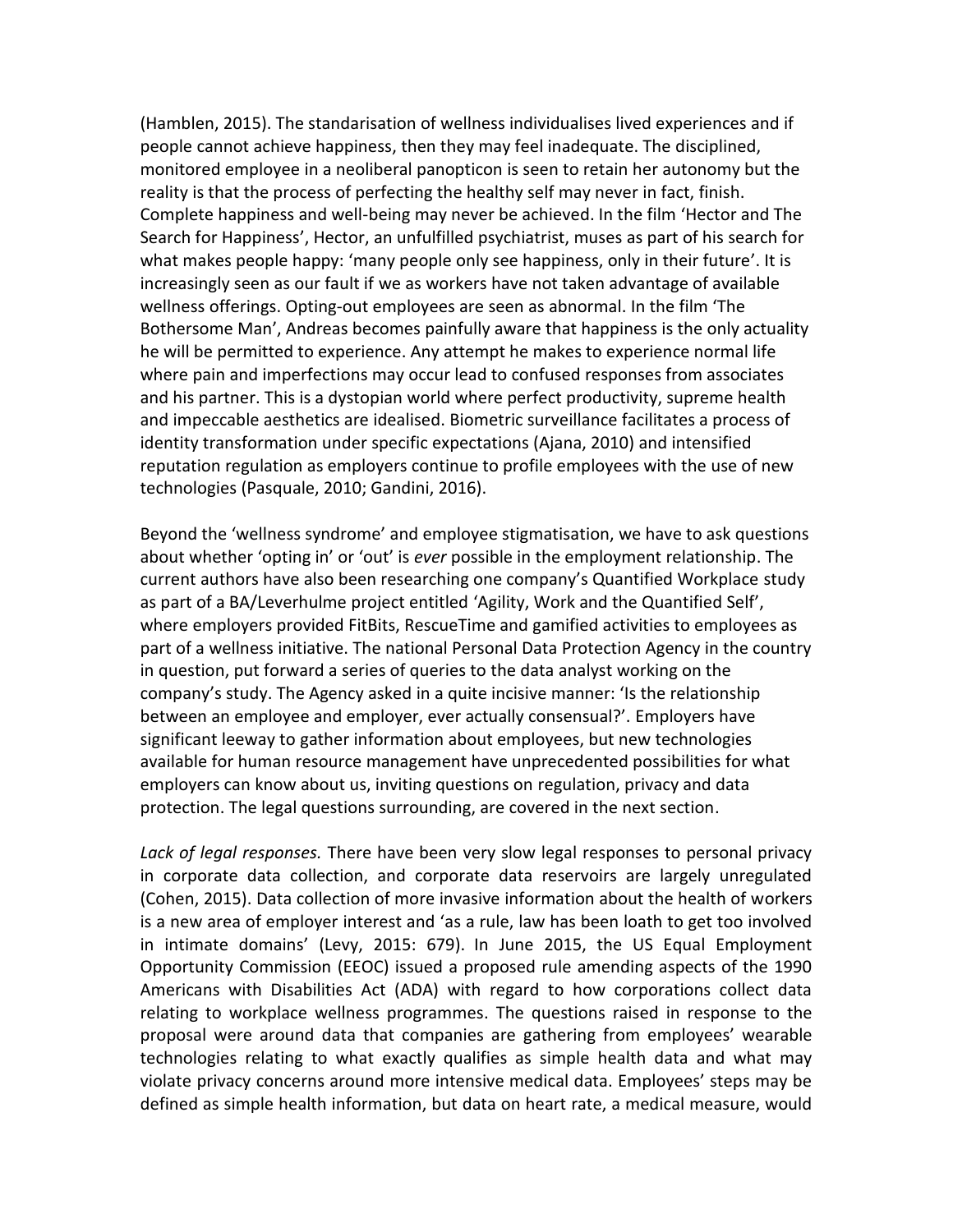(Hamblen, 2015). The standarisation of wellness individualises lived experiences and if people cannot achieve happiness, then they may feel inadequate. The disciplined, monitored employee in a neoliberal panopticon is seen to retain her autonomy but the reality is that the process of perfecting the healthy self may never in fact, finish. Complete happiness and well-being may never be achieved. In the film 'Hector and The Search for Happiness', Hector, an unfulfilled psychiatrist, muses as part of his search for what makes people happy: 'many people only see happiness, only in their future'. It is increasingly seen as our fault if we as workers have not taken advantage of available wellness offerings. Opting-out employees are seen as abnormal. In the film 'The Bothersome Man', Andreas becomes painfully aware that happiness is the only actuality he will be permitted to experience. Any attempt he makes to experience normal life where pain and imperfections may occur lead to confused responses from associates and his partner. This is a dystopian world where perfect productivity, supreme health and impeccable aesthetics are idealised. Biometric surveillance facilitates a process of identity transformation under specific expectations (Ajana, 2010) and intensified reputation regulation as employers continue to profile employees with the use of new technologies (Pasquale, 2010; Gandini, 2016).

Beyond the 'wellness syndrome' and employee stigmatisation, we have to ask questions about whether 'opting in' or 'out' is *ever* possible in the employment relationship. The current authors have also been researching one company's Quantified Workplace study as part of a BA/Leverhulme project entitled 'Agility, Work and the Quantified Self', where employers provided FitBits, RescueTime and gamified activities to employees as part of a wellness initiative. The national Personal Data Protection Agency in the country in question, put forward a series of queries to the data analyst working on the company's study. The Agency asked in a quite incisive manner: 'Is the relationship between an employee and employer, ever actually consensual?'. Employers have significant leeway to gather information about employees, but new technologies available for human resource management have unprecedented possibilities for what employers can know about us, inviting questions on regulation, privacy and data protection. The legal questions surrounding, are covered in the next section.

*Lack of legal responses.* There have been very slow legal responses to personal privacy in corporate data collection, and corporate data reservoirs are largely unregulated (Cohen, 2015). Data collection of more invasive information about the health of workers is a new area of employer interest and 'as a rule, law has been loath to get too involved in intimate domains' (Levy, 2015: 679). In June 2015, the US Equal Employment Opportunity Commission (EEOC) issued a proposed rule amending aspects of the 1990 Americans with Disabilities Act (ADA) with regard to how corporations collect data relating to workplace wellness programmes. The questions raised in response to the proposal were around data that companies are gathering from employees' wearable technologies relating to what exactly qualifies as simple health data and what may violate privacy concerns around more intensive medical data. Employees' steps may be defined as simple health information, but data on heart rate, a medical measure, would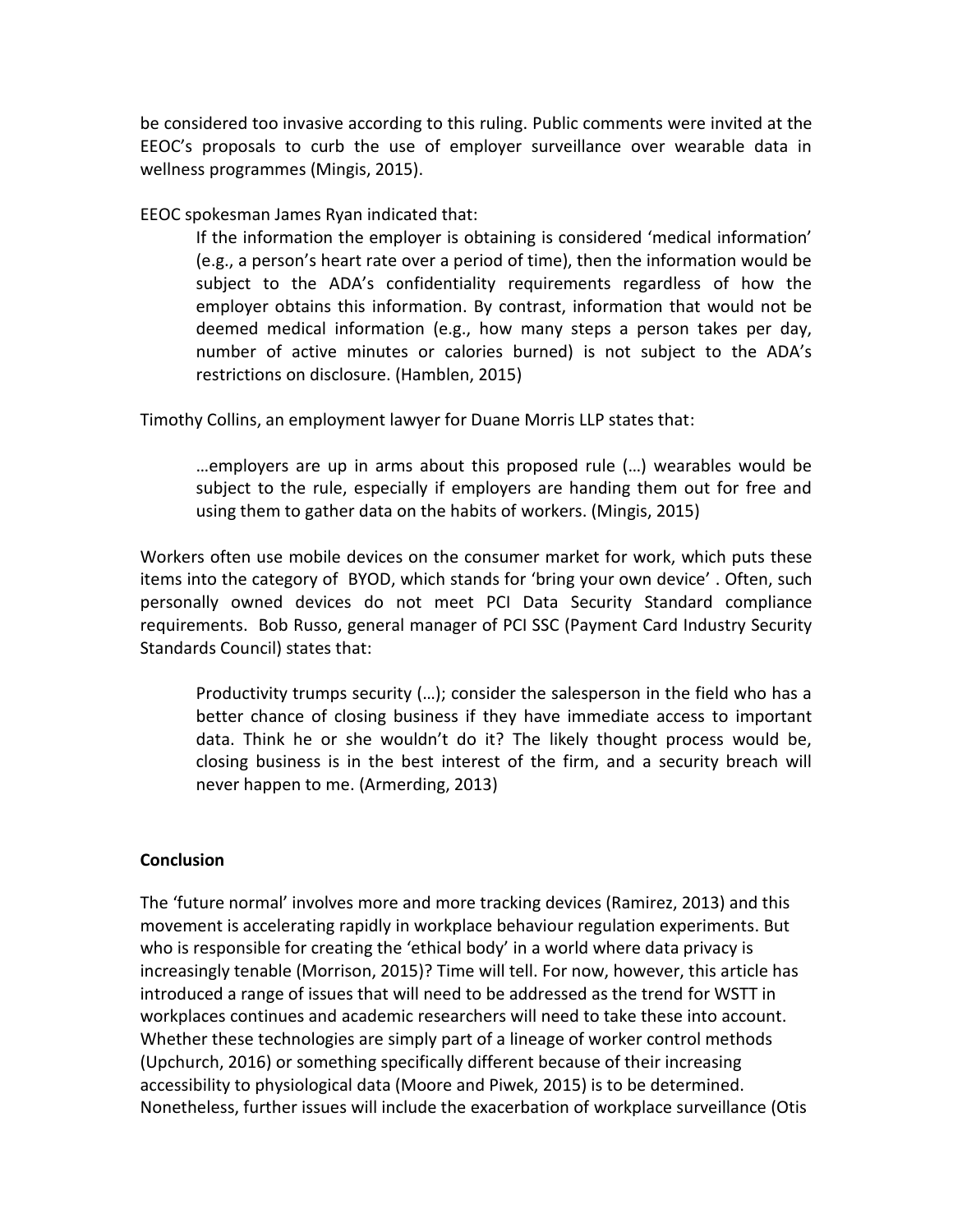be considered too invasive according to this ruling. Public comments were invited at the EEOC's proposals to curb the use of employer surveillance over wearable data in wellness programmes (Mingis, 2015).

EEOC spokesman James Ryan indicated that:

> If the information the employer is obtaining is considered 'medical information' (e.g., a person's heart rate over a period of time), then the information would be subject to the ADA's confidentiality requirements regardless of how the employer obtains this information. By contrast, information that would not be deemed medical information (e.g., how many steps a person takes per day, number of active minutes or calories burned) is not subject to the ADA's restrictions on disclosure. (Hamblen, 2015)

Timothy Collins, an employment lawyer for Duane Morris LLP states that:

> …employers are up in arms about this proposed rule (…) wearables would be subject to the rule, especially if employers are handing them out for free and using them to gather data on the habits of workers. (Mingis, 2015)

Workers often use mobile devices on the consumer market for work, which puts these items into the category of BYOD, which stands for 'bring your own device' . Often, such personally owned devices do not meet PCI Data Security Standard compliance requirements. Bob Russo, general manager of PCI SSC (Payment Card Industry Security Standards Council) states that:

> Productivity trumps security (…); consider the salesperson in the field who has a better chance of closing business if they have immediate access to important data. Think he or she wouldn't do it? The likely thought process would be, closing business is in the best interest of the firm, and a security breach will never happen to me. (Armerding, 2013)

**Conclusion**

The 'future normal' involves more and more tracking devices (Ramirez, 2013) and this movement is accelerating rapidly in workplace behaviour regulation experiments. But who is responsible for creating the 'ethical body' in a world where data privacy is increasingly tenable (Morrison, 2015)? Time will tell. For now, however, this article has introduced a range of issues that will need to be addressed as the trend for WSTT in workplaces continues and academic researchers will need to take these into account. Whether these technologies are simply part of a lineage of worker control methods (Upchurch, 2016) or something specifically different because of their increasing accessibility to physiological data (Moore and Piwek, 2015) is to be determined. Nonetheless, further issues will include the exacerbation of workplace surveillance (Otis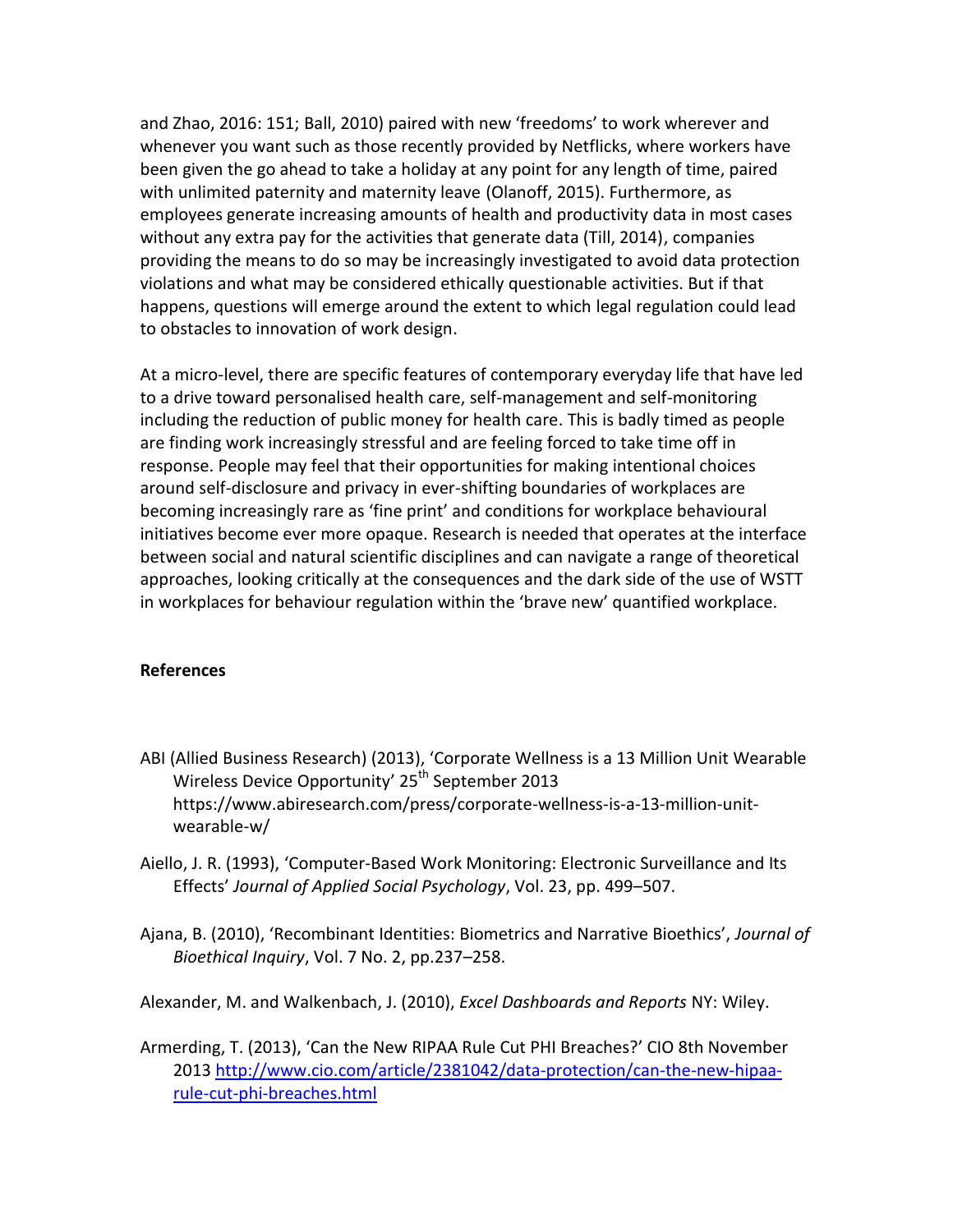and Zhao, 2016: 151; Ball, 2010) paired with new 'freedoms' to work wherever and whenever you want such as those recently provided by Netflicks, where workers have been given the go ahead to take a holiday at any point for any length of time, paired with unlimited paternity and maternity leave (Olanoff, 2015). Furthermore, as employees generate increasing amounts of health and productivity data in most cases without any extra pay for the activities that generate data (Till, 2014), companies providing the means to do so may be increasingly investigated to avoid data protection violations and what may be considered ethically questionable activities. But if that happens, questions will emerge around the extent to which legal regulation could lead to obstacles to innovation of work design.

At a micro-level, there are specific features of contemporary everyday life that have led to a drive toward personalised health care, self-management and self-monitoring including the reduction of public money for health care. This is badly timed as people are finding work increasingly stressful and are feeling forced to take time off in response. People may feel that their opportunities for making intentional choices around self-disclosure and privacy in ever-shifting boundaries of workplaces are becoming increasingly rare as 'fine print' and conditions for workplace behavioural initiatives become ever more opaque. Research is needed that operates at the interface between social and natural scientific disciplines and can navigate a range of theoretical approaches, looking critically at the consequences and the dark side of the use of WSTT in workplaces for behaviour regulation within the 'brave new' quantified workplace.

**References**

ABI (Allied Business Research) (2013), 'Corporate Wellness is a 13 Million Unit Wearable Wireless Device Opportunity' 25th September 2013 https://www.abiresearch.com/press/corporate-wellness-is-a-13-million-unit-wearable-w/

Aiello, J. R. (1993), 'Computer-Based Work Monitoring: Electronic Surveillance and Its Effects' *Journal of Applied Social Psychology*, Vol. 23, pp. 499–507.

Ajana, B. (2010), 'Recombinant Identities: Biometrics and Narrative Bioethics', *Journal of Bioethical Inquiry*, Vol. 7 No. 2, pp.237–258.

Alexander, M. and Walkenbach, J. (2010), *Excel Dashboards and Reports* NY: Wiley.

Armerding, T. (2013), 'Can the New RIPAA Rule Cut PHI Breaches?' CIO 8th November 2013 http://www.cio.com/article/2381042/data-protection/can-the-new-hipaa-rule-cut-phi-breaches.html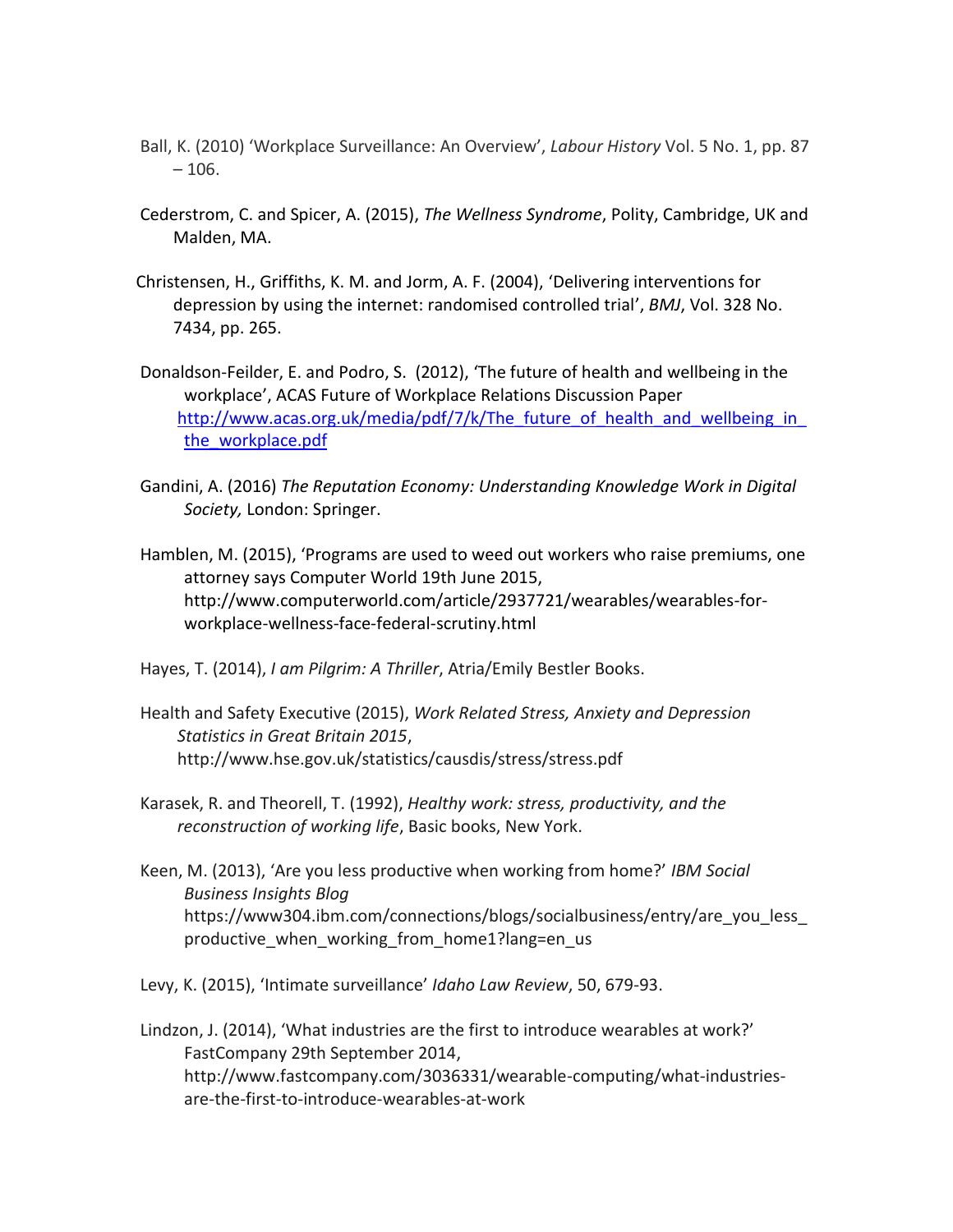Ball, K. (2010) 'Workplace Surveillance: An Overview', *Labour History* Vol. 5 No. 1, pp. 87 – 106.

Cederstrom, C. and Spicer, A. (2015), *The Wellness Syndrome*, Polity, Cambridge, UK and Malden, MA.

Christensen, H., Griffiths, K. M. and Jorm, A. F. (2004), 'Delivering interventions for depression by using the internet: randomised controlled trial', *BMJ*, Vol. 328 No. 7434, pp. 265.

Donaldson-Feilder, E. and Podro, S. (2012), 'The future of health and wellbeing in the workplace', ACAS Future of Workplace Relations Discussion Paper http://www.acas.org.uk/media/pdf/7/k/The_future_of_health_and_wellbeing_in_the_workplace.pdf

Gandini, A. (2016) *The Reputation Economy: Understanding Knowledge Work in Digital Society,* London: Springer.

Hamblen, M. (2015), 'Programs are used to weed out workers who raise premiums, one attorney says Computer World 19th June 2015, http://www.computerworld.com/article/2937721/wearables/wearables-for-workplace-wellness-face-federal-scrutiny.html

Hayes, T. (2014), *I am Pilgrim: A Thriller*, Atria/Emily Bestler Books.

Health and Safety Executive (2015), *Work Related Stress, Anxiety and Depression Statistics in Great Britain 2015*, http://www.hse.gov.uk/statistics/causdis/stress/stress.pdf

Karasek, R. and Theorell, T. (1992), *Healthy work: stress, productivity, and the reconstruction of working life*, Basic books, New York.

Keen, M. (2013), 'Are you less productive when working from home?' *IBM Social Business Insights Blog* https://www304.ibm.com/connections/blogs/socialbusiness/entry/are_you_less_productive_when_working_from_home1?lang=en_us

Levy, K. (2015), 'Intimate surveillance' *Idaho Law Review*, 50, 679-93.

Lindzon, J. (2014), 'What industries are the first to introduce wearables at work?' FastCompany 29th September 2014, http://www.fastcompany.com/3036331/wearable-computing/what-industries-are-the-first-to-introduce-wearables-at-work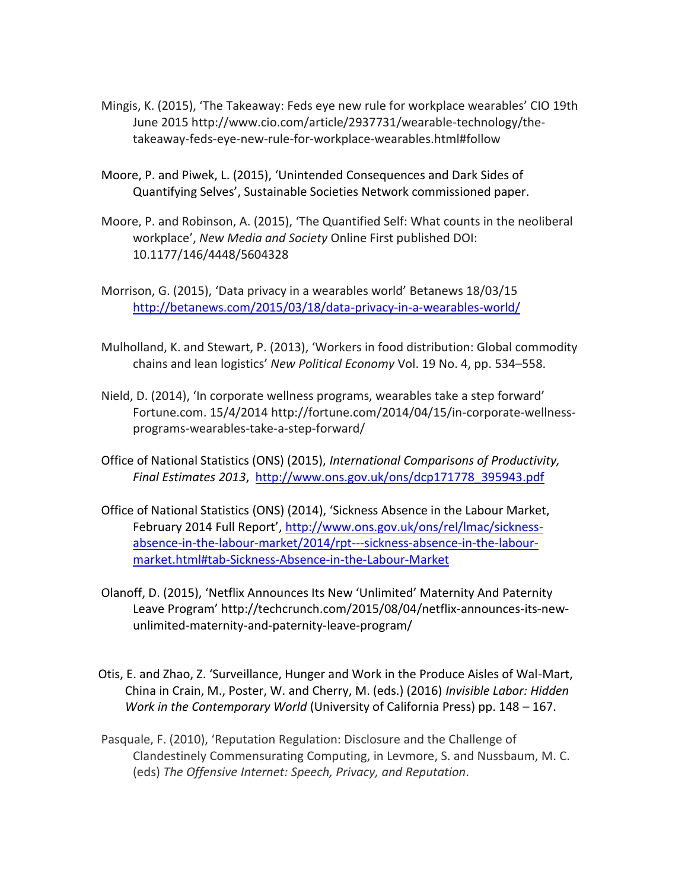Mingis, K. (2015), 'The Takeaway: Feds eye new rule for workplace wearables' CIO 19th June 2015 http://www.cio.com/article/2937731/wearable-technology/the-takeaway-feds-eye-new-rule-for-workplace-wearables.html#follow

Moore, P. and Piwek, L. (2015), 'Unintended Consequences and Dark Sides of Quantifying Selves', Sustainable Societies Network commissioned paper.

Moore, P. and Robinson, A. (2015), 'The Quantified Self: What counts in the neoliberal workplace', *New Media and Society* Online First published DOI: 10.1177/146/4448/5604328

Morrison, G. (2015), 'Data privacy in a wearables world' Betanews 18/03/15 http://betanews.com/2015/03/18/data-privacy-in-a-wearables-world/

Mulholland, K. and Stewart, P. (2013), 'Workers in food distribution: Global commodity chains and lean logistics' *New Political Economy* Vol. 19 No. 4, pp. 534–558.

Nield, D. (2014), 'In corporate wellness programs, wearables take a step forward' Fortune.com. 15/4/2014 http://fortune.com/2014/04/15/in-corporate-wellness-programs-wearables-take-a-step-forward/

Office of National Statistics (ONS) (2015), *International Comparisons of Productivity, Final Estimates 2013*, http://www.ons.gov.uk/ons/dcp171778_395943.pdf

Office of National Statistics (ONS) (2014), 'Sickness Absence in the Labour Market, February 2014 Full Report', http://www.ons.gov.uk/ons/rel/lmac/sickness-absence-in-the-labour-market/2014/rpt---sickness-absence-in-the-labour-market.html#tab-Sickness-Absence-in-the-Labour-Market

Olanoff, D. (2015), 'Netflix Announces Its New 'Unlimited' Maternity And Paternity Leave Program' http://techcrunch.com/2015/08/04/netflix-announces-its-new-unlimited-maternity-and-paternity-leave-program/

Otis, E. and Zhao, Z. 'Surveillance, Hunger and Work in the Produce Aisles of Wal-Mart, China in Crain, M., Poster, W. and Cherry, M. (eds.) (2016) *Invisible Labor: Hidden Work in the Contemporary World* (University of California Press) pp. 148 – 167.

Pasquale, F. (2010), 'Reputation Regulation: Disclosure and the Challenge of Clandestinely Commensurating Computing, in Levmore, S. and Nussbaum, M. C. (eds) *The Offensive Internet: Speech, Privacy, and Reputation*.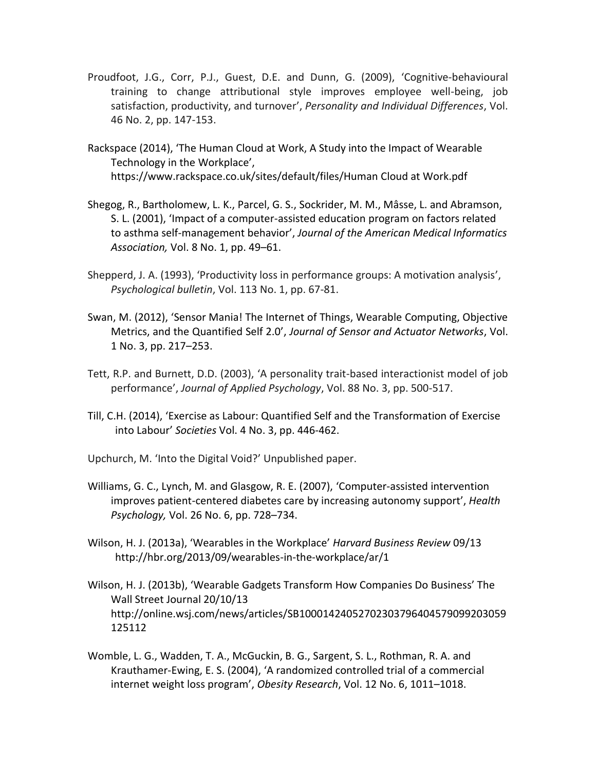Proudfoot, J.G., Corr, P.J., Guest, D.E. and Dunn, G. (2009), 'Cognitive-behavioural training to change attributional style improves employee well-being, job satisfaction, productivity, and turnover', *Personality and Individual Differences*, Vol. 46 No. 2, pp. 147-153.

Rackspace (2014), 'The Human Cloud at Work, A Study into the Impact of Wearable Technology in the Workplace', https://www.rackspace.co.uk/sites/default/files/Human Cloud at Work.pdf

Shegog, R., Bartholomew, L. K., Parcel, G. S., Sockrider, M. M., Mâsse, L. and Abramson, S. L. (2001), 'Impact of a computer-assisted education program on factors related to asthma self-management behavior', *Journal of the American Medical Informatics Association,* Vol. 8 No. 1, pp. 49–61.

Shepperd, J. A. (1993), 'Productivity loss in performance groups: A motivation analysis', *Psychological bulletin*, Vol. 113 No. 1, pp. 67-81.

Swan, M. (2012), 'Sensor Mania! The Internet of Things, Wearable Computing, Objective Metrics, and the Quantified Self 2.0', *Journal of Sensor and Actuator Networks*, Vol. 1 No. 3, pp. 217–253.

Tett, R.P. and Burnett, D.D. (2003), 'A personality trait-based interactionist model of job performance', *Journal of Applied Psychology*, Vol. 88 No. 3, pp. 500-517.

Till, C.H. (2014), 'Exercise as Labour: Quantified Self and the Transformation of Exercise into Labour' *Societies* Vol. 4 No. 3, pp. 446-462.

Upchurch, M. 'Into the Digital Void?' Unpublished paper.

Williams, G. C., Lynch, M. and Glasgow, R. E. (2007), 'Computer-assisted intervention improves patient-centered diabetes care by increasing autonomy support', *Health Psychology,* Vol. 26 No. 6, pp. 728–734.

Wilson, H. J. (2013a), 'Wearables in the Workplace' *Harvard Business Review* 09/13 http://hbr.org/2013/09/wearables-in-the-workplace/ar/1

Wilson, H. J. (2013b), 'Wearable Gadgets Transform How Companies Do Business' The Wall Street Journal 20/10/13 http://online.wsj.com/news/articles/SB10001424052702303796404579099203059125112

Womble, L. G., Wadden, T. A., McGuckin, B. G., Sargent, S. L., Rothman, R. A. and Krauthamer-Ewing, E. S. (2004), 'A randomized controlled trial of a commercial internet weight loss program', *Obesity Research*, Vol. 12 No. 6, 1011–1018.